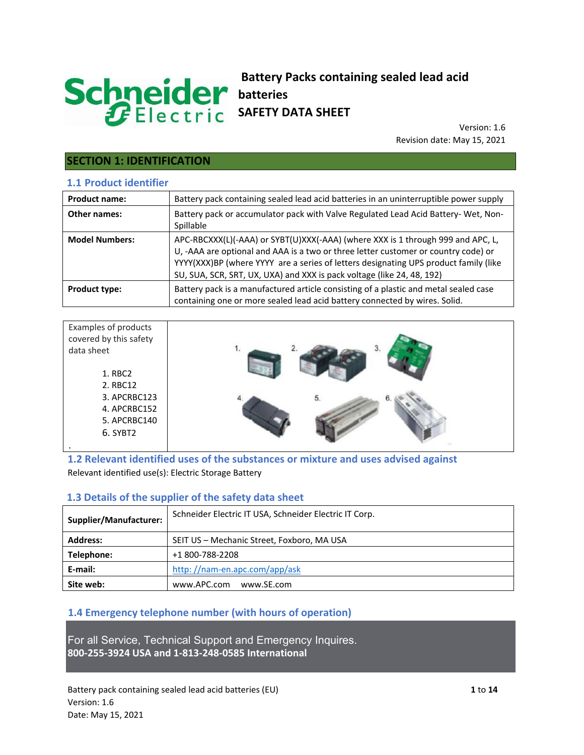# Battery Packs containing sealed lead acid batteries SAFETY DATA SHEET

Version: 1.6
Revision date: May 15, 2021

## SECTION 1: IDENTIFICATION

### 1.1 Product identifier

| Product name: | Battery pack containing sealed lead acid batteries in an uninterruptible power supply |
|---|---|
| Other names: | Battery pack or accumulator pack with Valve Regulated Lead Acid Battery- Wet, Non-Spillable |
| Model Numbers: | APC-RBCXXX(L)(-AAA) or SYBT(U)XXX(-AAA) (where XXX is 1 through 999 and APC, L, U, -AAA are optional and AAA is a two or three letter customer or country code) or YYYY(XXX)BP (where YYYY are a series of letters designating UPS product family (like SU, SUA, SCR, SRT, UX, UXA) and XXX is pack voltage (like 24, 48, 192) |
| Product type: | Battery pack is a manufactured article consisting of a plastic and metal sealed case containing one or more sealed lead acid battery connected by wires. Solid. |

Examples of products covered by this safety data sheet

1. RBC2
2. RBC12
3. APCRBC123
4. APCRBC152
5. APCRBC140
6. SYBT2

### 1.2 Relevant identified uses of the substances or mixture and uses advised against

Relevant identified use(s): Electric Storage Battery

### 1.3 Details of the supplier of the safety data sheet

| Supplier/Manufacturer: | Schneider Electric IT USA, Schneider Electric IT Corp. |
|---|---|
| Address: | SEIT US – Mechanic Street, Foxboro, MA USA |
| Telephone: | +1 800-788-2208 |
| E-mail: | http: //nam-en.apc.com/app/ask |
| Site web: | www.APC.com www.SE.com |

### 1.4 Emergency telephone number (with hours of operation)

For all Service, Technical Support and Emergency Inquires.
**800-255-3924 USA and 1-813-248-0585 International**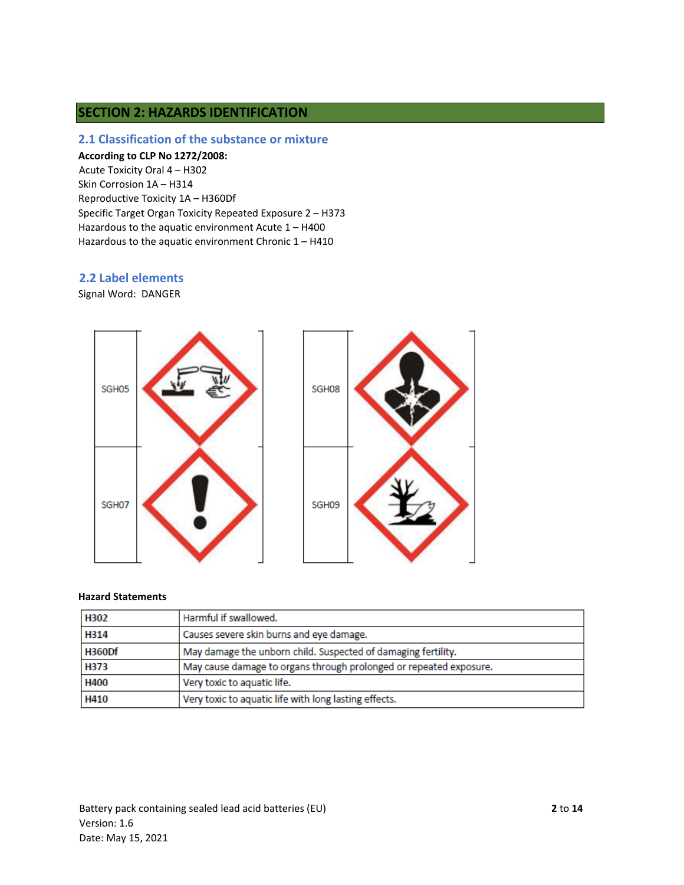## SECTION 2: HAZARDS IDENTIFICATION

### 2.1 Classification of the substance or mixture

**According to CLP No 1272/2008:**

Acute Toxicity Oral 4 – H302
Skin Corrosion 1A – H314
Reproductive Toxicity 1A – H360Df
Specific Target Organ Toxicity Repeated Exposure 2 – H373
Hazardous to the aquatic environment Acute 1 – H400
Hazardous to the aquatic environment Chronic 1 – H410

### 2.2 Label elements

Signal Word: DANGER

SGH05

SGH08

SGH07

SGH09

**Hazard Statements**

| H302 | Harmful if swallowed. |
|---|---|
| H314 | Causes severe skin burns and eye damage. |
| H360Df | May damage the unborn child. Suspected of damaging fertility. |
| H373 | May cause damage to organs through prolonged or repeated exposure. |
| H400 | Very toxic to aquatic life. |
| H410 | Very toxic to aquatic life with long lasting effects. |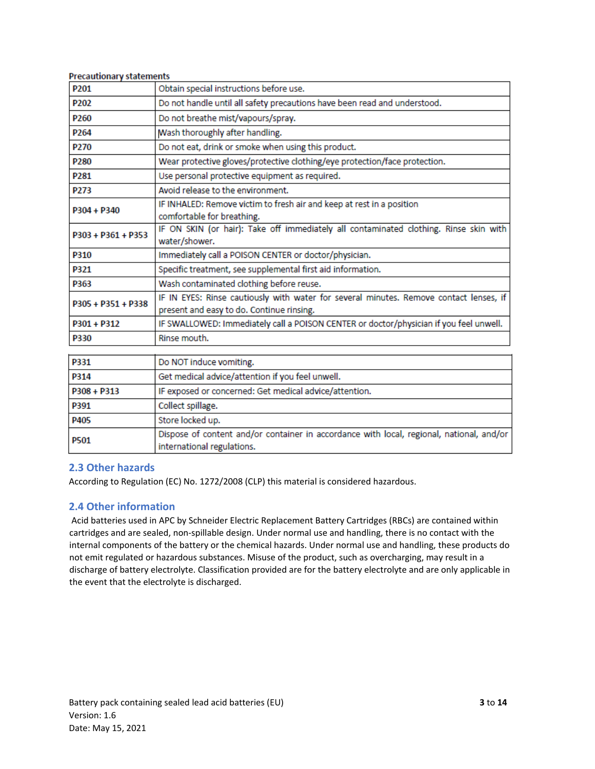**Precautionary statements**

| | |
|---|---|
| P201 | Obtain special instructions before use. |
| P202 | Do not handle until all safety precautions have been read and understood. |
| P260 | Do not breathe mist/vapours/spray. |
| P264 | Wash thoroughly after handling. |
| P270 | Do not eat, drink or smoke when using this product. |
| P280 | Wear protective gloves/protective clothing/eye protection/face protection. |
| P281 | Use personal protective equipment as required. |
| P273 | Avoid release to the environment. |
| P304 + P340 | IF INHALED: Remove victim to fresh air and keep at rest in a position comfortable for breathing. |
| P303 + P361 + P353 | IF ON SKIN (or hair): Take off immediately all contaminated clothing. Rinse skin with water/shower. |
| P310 | Immediately call a POISON CENTER or doctor/physician. |
| P321 | Specific treatment, see supplemental first aid information. |
| P363 | Wash contaminated clothing before reuse. |
| P305 + P351 + P338 | IF IN EYES: Rinse cautiously with water for several minutes. Remove contact lenses, if present and easy to do. Continue rinsing. |
| P301 + P312 | IF SWALLOWED: Immediately call a POISON CENTER or doctor/physician if you feel unwell. |
| P330 | Rinse mouth. |
| P331 | Do NOT induce vomiting. |
| P314 | Get medical advice/attention if you feel unwell. |
| P308 + P313 | IF exposed or concerned: Get medical advice/attention. |
| P391 | Collect spillage. |
| P405 | Store locked up. |
| P501 | Dispose of content and/or container in accordance with local, regional, national, and/or international regulations. |

## 2.3 Other hazards

According to Regulation (EC) No. 1272/2008 (CLP) this material is considered hazardous.

## 2.4 Other information

Acid batteries used in APC by Schneider Electric Replacement Battery Cartridges (RBCs) are contained within cartridges and are sealed, non-spillable design. Under normal use and handling, there is no contact with the internal components of the battery or the chemical hazards. Under normal use and handling, these products do not emit regulated or hazardous substances. Misuse of the product, such as overcharging, may result in a discharge of battery electrolyte. Classification provided are for the battery electrolyte and are only applicable in the event that the electrolyte is discharged.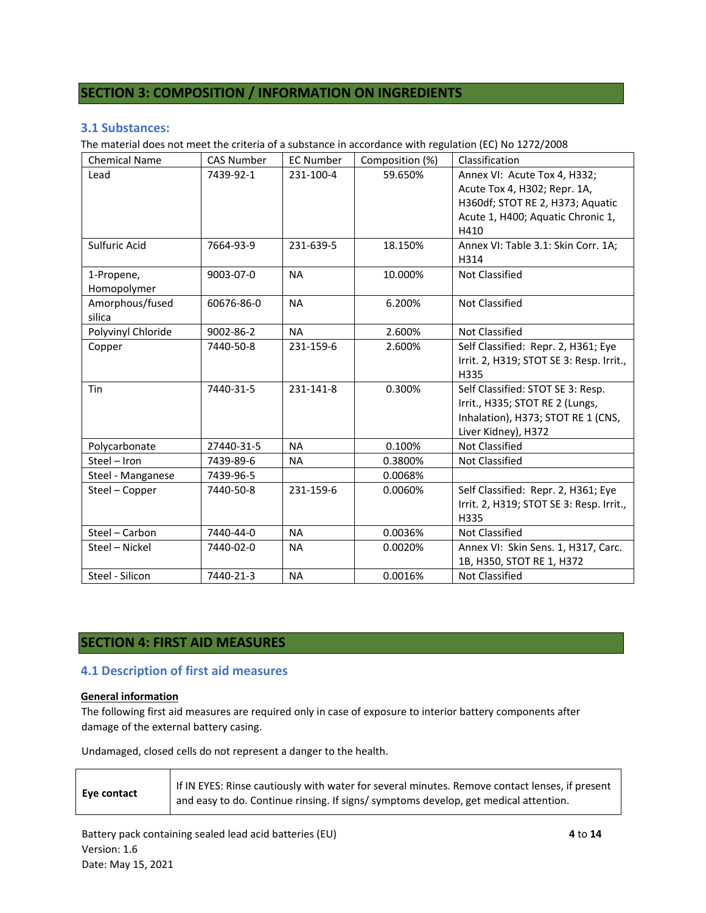## SECTION 3: COMPOSITION / INFORMATION ON INGREDIENTS

### 3.1 Substances:

The material does not meet the criteria of a substance in accordance with regulation (EC) No 1272/2008

| Chemical Name | CAS Number | EC Number | Composition (%) | Classification |
|---|---|---|---|---|
| Lead | 7439-92-1 | 231-100-4 | 59.650% | Annex VI: Acute Tox 4, H332; Acute Tox 4, H302; Repr. 1A, H360df; STOT RE 2, H373; Aquatic Acute 1, H400; Aquatic Chronic 1, H410 |
| Sulfuric Acid | 7664-93-9 | 231-639-5 | 18.150% | Annex VI: Table 3.1: Skin Corr. 1A; H314 |
| 1-Propene, Homopolymer | 9003-07-0 | NA | 10.000% | Not Classified |
| Amorphous/fused silica | 60676-86-0 | NA | 6.200% | Not Classified |
| Polyvinyl Chloride | 9002-86-2 | NA | 2.600% | Not Classified |
| Copper | 7440-50-8 | 231-159-6 | 2.600% | Self Classified: Repr. 2, H361; Eye Irrit. 2, H319; STOT SE 3: Resp. Irrit., H335 |
| Tin | 7440-31-5 | 231-141-8 | 0.300% | Self Classified: STOT SE 3: Resp. Irrit., H335; STOT RE 2 (Lungs, Inhalation), H373; STOT RE 1 (CNS, Liver Kidney), H372 |
| Polycarbonate | 27440-31-5 | NA | 0.100% | Not Classified |
| Steel – Iron | 7439-89-6 | NA | 0.3800% | Not Classified |
| Steel - Manganese | 7439-96-5 | | 0.0068% | |
| Steel – Copper | 7440-50-8 | 231-159-6 | 0.0060% | Self Classified: Repr. 2, H361; Eye Irrit. 2, H319; STOT SE 3: Resp. Irrit., H335 |
| Steel – Carbon | 7440-44-0 | NA | 0.0036% | Not Classified |
| Steel – Nickel | 7440-02-0 | NA | 0.0020% | Annex VI: Skin Sens. 1, H317, Carc. 1B, H350, STOT RE 1, H372 |
| Steel - Silicon | 7440-21-3 | NA | 0.0016% | Not Classified |

## SECTION 4: FIRST AID MEASURES

### 4.1 Description of first aid measures

**General information**

The following first aid measures are required only in case of exposure to interior battery components after damage of the external battery casing.

Undamaged, closed cells do not represent a danger to the health.

| | |
|---|---|
| **Eye contact** | If IN EYES: Rinse cautiously with water for several minutes. Remove contact lenses, if present and easy to do. Continue rinsing. If signs/ symptoms develop, get medical attention. |

Battery pack containing sealed lead acid batteries (EU)
Version: 1.6
Date: May 15, 2021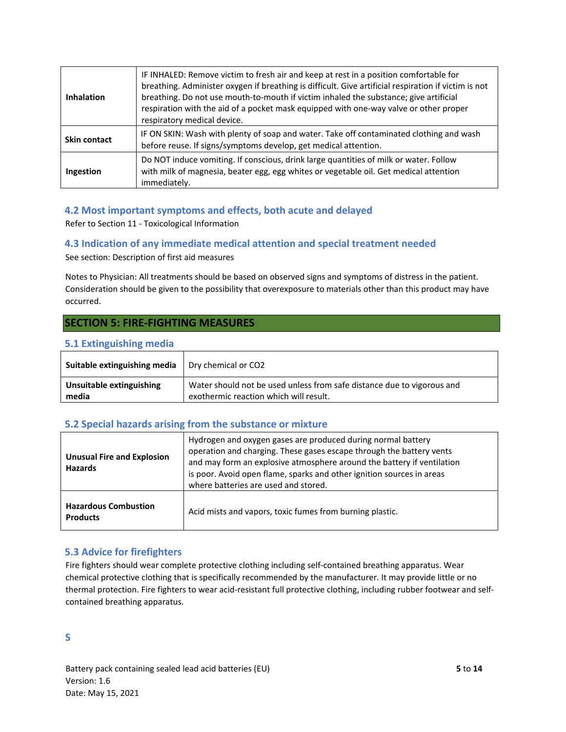| Inhalation | IF INHALED: Remove victim to fresh air and keep at rest in a position comfortable for breathing. Administer oxygen if breathing is difficult. Give artificial respiration if victim is not breathing. Do not use mouth-to-mouth if victim inhaled the substance; give artificial respiration with the aid of a pocket mask equipped with one-way valve or other proper respiratory medical device. |
|---|---|
| **Skin contact** | IF ON SKIN: Wash with plenty of soap and water. Take off contaminated clothing and wash before reuse. If signs/symptoms develop, get medical attention. |
| **Ingestion** | Do NOT induce vomiting. If conscious, drink large quantities of milk or water. Follow with milk of magnesia, beater egg, egg whites or vegetable oil. Get medical attention immediately. |

### 4.2 Most important symptoms and effects, both acute and delayed

Refer to Section 11 - Toxicological Information

### 4.3 Indication of any immediate medical attention and special treatment needed

See section: Description of first aid measures

Notes to Physician: All treatments should be based on observed signs and symptoms of distress in the patient. Consideration should be given to the possibility that overexposure to materials other than this product may have occurred.

## SECTION 5: FIRE-FIGHTING MEASURES

### 5.1 Extinguishing media

| Suitable extinguishing media | Dry chemical or $CO_2$ |
|---|---|
| **Unsuitable extinguishing media** | Water should not be used unless from safe distance due to vigorous and exothermic reaction which will result. |

### 5.2 Special hazards arising from the substance or mixture

| Unusual Fire and Explosion Hazards | Hydrogen and oxygen gases are produced during normal battery operation and charging. These gases escape through the battery vents and may form an explosive atmosphere around the battery if ventilation is poor. Avoid open flame, sparks and other ignition sources in areas where batteries are used and stored. |
|---|---|
| **Hazardous Combustion Products** | Acid mists and vapors, toxic fumes from burning plastic. |

### 5.3 Advice for firefighters

Fire fighters should wear complete protective clothing including self-contained breathing apparatus. Wear chemical protective clothing that is specifically recommended by the manufacturer. It may provide little or no thermal protection. Fire fighters to wear acid-resistant full protective clothing, including rubber footwear and self-contained breathing apparatus.

S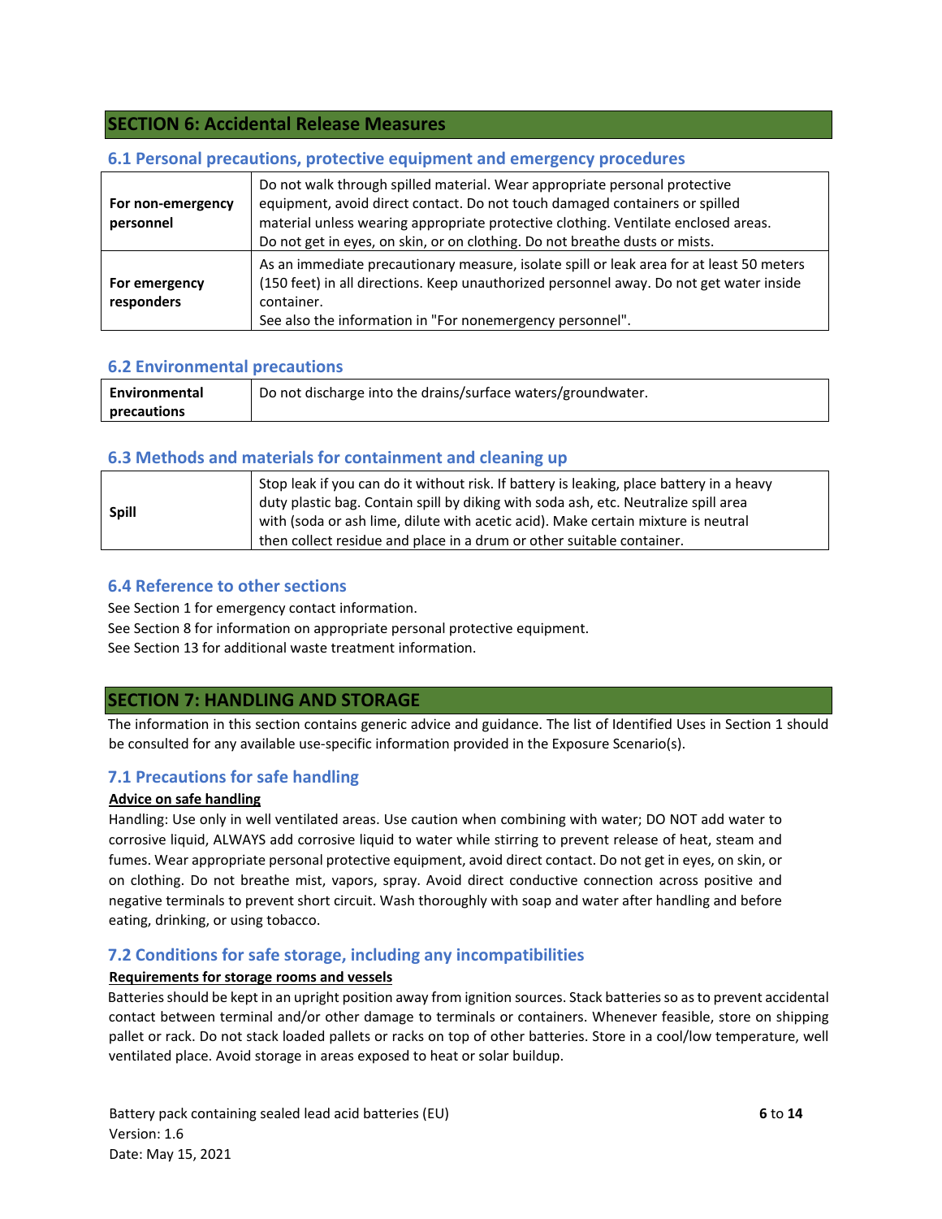## SECTION 6: Accidental Release Measures

### 6.1 Personal precautions, protective equipment and emergency procedures

| | |
|---|---|
| **For non-emergency personnel** | Do not walk through spilled material. Wear appropriate personal protective equipment, avoid direct contact. Do not touch damaged containers or spilled material unless wearing appropriate protective clothing. Ventilate enclosed areas. Do not get in eyes, on skin, or on clothing. Do not breathe dusts or mists. |
| **For emergency responders** | As an immediate precautionary measure, isolate spill or leak area for at least 50 meters (150 feet) in all directions. Keep unauthorized personnel away. Do not get water inside container.<br>See also the information in "For nonemergency personnel". |

### 6.2 Environmental precautions

| | |
|---|---|
| **Environmental precautions** | Do not discharge into the drains/surface waters/groundwater. |

### 6.3 Methods and materials for containment and cleaning up

| | |
|---|---|
| **Spill** | Stop leak if you can do it without risk. If battery is leaking, place battery in a heavy duty plastic bag. Contain spill by diking with soda ash, etc. Neutralize spill area with (soda or ash lime, dilute with acetic acid). Make certain mixture is neutral then collect residue and place in a drum or other suitable container. |

### 6.4 Reference to other sections

See Section 1 for emergency contact information.

See Section 8 for information on appropriate personal protective equipment.

See Section 13 for additional waste treatment information.

## SECTION 7: HANDLING AND STORAGE

The information in this section contains generic advice and guidance. The list of Identified Uses in Section 1 should be consulted for any available use-specific information provided in the Exposure Scenario(s).

### 7.1 Precautions for safe handling

**Advice on safe handling**

Handling: Use only in well ventilated areas. Use caution when combining with water; DO NOT add water to corrosive liquid, ALWAYS add corrosive liquid to water while stirring to prevent release of heat, steam and fumes. Wear appropriate personal protective equipment, avoid direct contact. Do not get in eyes, on skin, or on clothing. Do not breathe mist, vapors, spray. Avoid direct conductive connection across positive and negative terminals to prevent short circuit. Wash thoroughly with soap and water after handling and before eating, drinking, or using tobacco.

### 7.2 Conditions for safe storage, including any incompatibilities

**Requirements for storage rooms and vessels**

Batteries should be kept in an upright position away from ignition sources. Stack batteries so as to prevent accidental contact between terminal and/or other damage to terminals or containers. Whenever feasible, store on shipping pallet or rack. Do not stack loaded pallets or racks on top of other batteries. Store in a cool/low temperature, well ventilated place. Avoid storage in areas exposed to heat or solar buildup.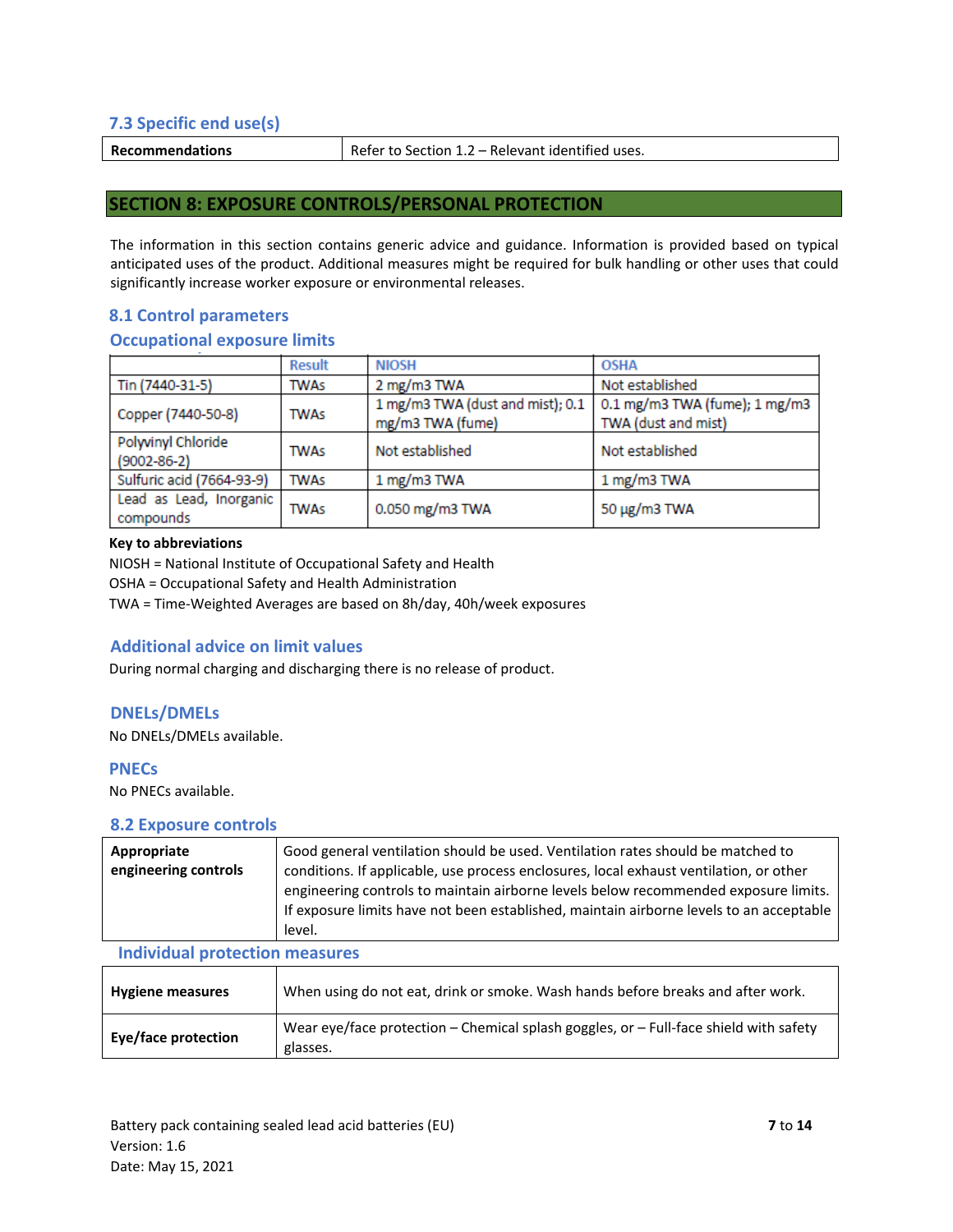### 7.3 Specific end use(s)

| Recommendations | Refer to Section 1.2 – Relevant identified uses. |
|---|---|

## SECTION 8: EXPOSURE CONTROLS/PERSONAL PROTECTION

The information in this section contains generic advice and guidance. Information is provided based on typical anticipated uses of the product. Additional measures might be required for bulk handling or other uses that could significantly increase worker exposure or environmental releases.

### 8.1 Control parameters

### Occupational exposure limits

| | Result | NIOSH | OSHA |
|---|---|---|---|
| Tin (7440-31-5) | TWAs | 2 mg/m3 TWA | Not established |
| Copper (7440-50-8) | TWAs | 1 mg/m3 TWA (dust and mist); 0.1 mg/m3 TWA (fume) | 0.1 mg/m3 TWA (fume); 1 mg/m3 TWA (dust and mist) |
| Polyvinyl Chloride (9002-86-2) | TWAs | Not established | Not established |
| Sulfuric acid (7664-93-9) | TWAs | 1 mg/m3 TWA | 1 mg/m3 TWA |
| Lead as Lead, Inorganic compounds | TWAs | 0.050 mg/m3 TWA | 50 µg/m3 TWA |

**Key to abbreviations**

NIOSH = National Institute of Occupational Safety and Health
OSHA = Occupational Safety and Health Administration
TWA = Time-Weighted Averages are based on 8h/day, 40h/week exposures

### Additional advice on limit values

During normal charging and discharging there is no release of product.

### DNELs/DMELs

No DNELs/DMELs available.

### PNECs

No PNECs available.

### 8.2 Exposure controls

| Appropriate engineering controls | Good general ventilation should be used. Ventilation rates should be matched to conditions. If applicable, use process enclosures, local exhaust ventilation, or other engineering controls to maintain airborne levels below recommended exposure limits. If exposure limits have not been established, maintain airborne levels to an acceptable level. |
|---|---|

### Individual protection measures

| Hygiene measures | When using do not eat, drink or smoke. Wash hands before breaks and after work. |
|---|---|
| Eye/face protection | Wear eye/face protection – Chemical splash goggles, or – Full-face shield with safety glasses. |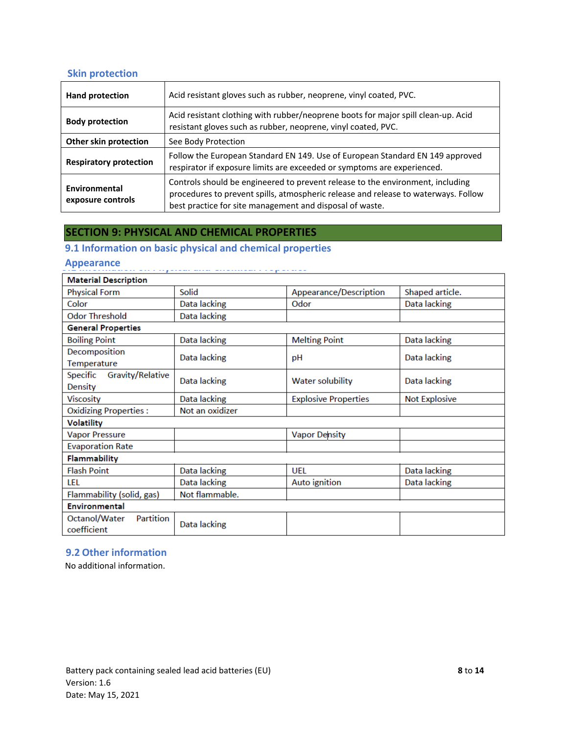### Skin protection

| | |
|---|---|
| **Hand protection** | Acid resistant gloves such as rubber, neoprene, vinyl coated, PVC. |
| **Body protection** | Acid resistant clothing with rubber/neoprene boots for major spill clean-up. Acid resistant gloves such as rubber, neoprene, vinyl coated, PVC. |
| **Other skin protection** | See Body Protection |
| **Respiratory protection** | Follow the European Standard EN 149. Use of European Standard EN 149 approved respirator if exposure limits are exceeded or symptoms are experienced. |
| **Environmental exposure controls** | Controls should be engineered to prevent release to the environment, including procedures to prevent spills, atmospheric release and release to waterways. Follow best practice for site management and disposal of waste. |

## SECTION 9: PHYSICAL AND CHEMICAL PROPERTIES

### 9.1 Information on basic physical and chemical properties

### Appearance

| **Material Description** | | | |
|---|---|---|---|
| Physical Form | Solid | Appearance/Description | Shaped article. |
| Color | Data lacking | Odor | Data lacking |
| Odor Threshold | Data lacking | | |
| **General Properties** | | | |
| Boiling Point | Data lacking | Melting Point | Data lacking |
| Decomposition Temperature | Data lacking | pH | Data lacking |
| Specific Gravity/Relative Density | Data lacking | Water solubility | Data lacking |
| Viscosity | Data lacking | Explosive Properties | Not Explosive |
| Oxidizing Properties : | Not an oxidizer | | |
| **Volatility** | | | |
| Vapor Pressure | | Vapor Density | |
| Evaporation Rate | | | |
| **Flammability** | | | |
| Flash Point | Data lacking | UEL | Data lacking |
| LEL | Data lacking | Auto ignition | Data lacking |
| Flammability (solid, gas) | Not flammable. | | |
| **Environmental** | | | |
| Octanol/Water Partition coefficient | Data lacking | | |

### 9.2 Other information

No additional information.

Battery pack containing sealed lead acid batteries (EU)
Version: 1.6
Date: May 15, 2021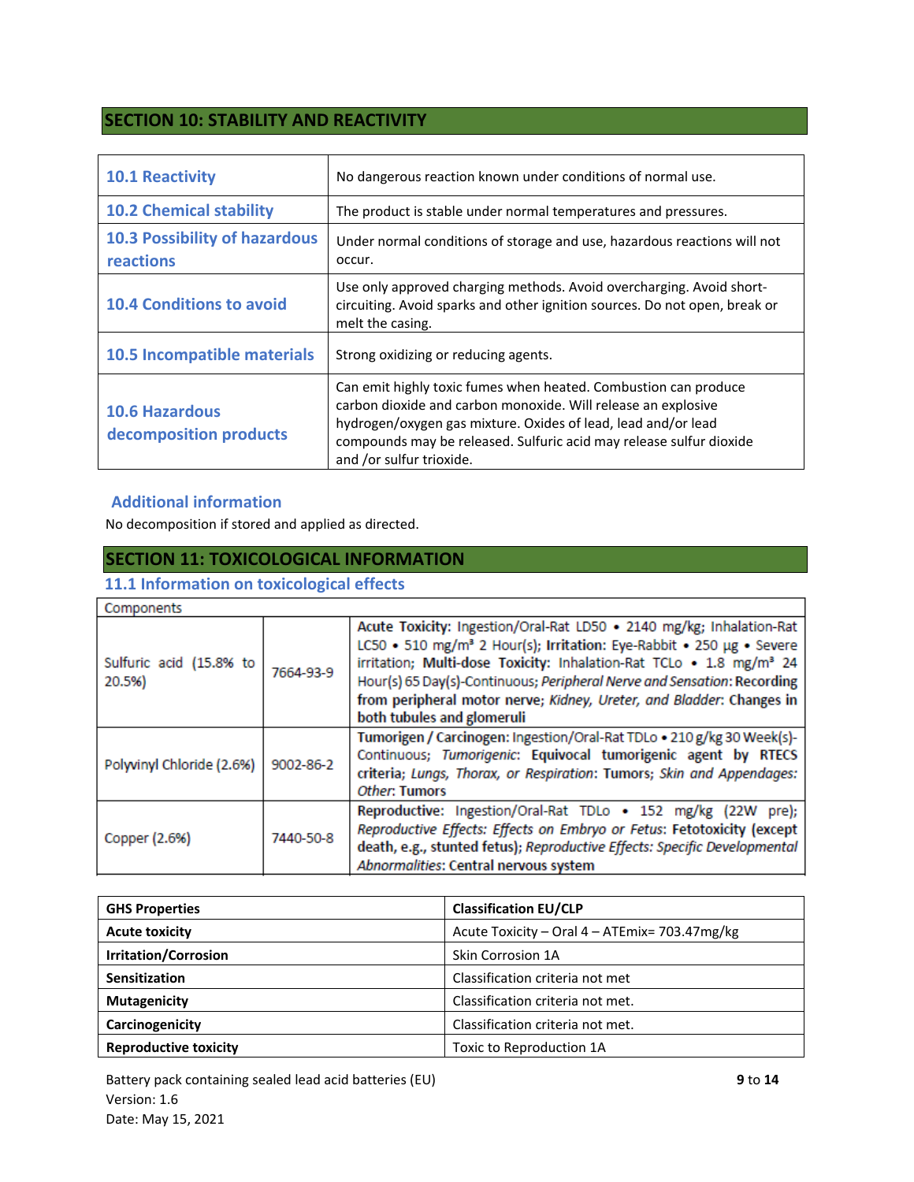## SECTION 10: STABILITY AND REACTIVITY

| | |
|---|---|
| **10.1 Reactivity** | No dangerous reaction known under conditions of normal use. |
| **10.2 Chemical stability** | The product is stable under normal temperatures and pressures. |
| **10.3 Possibility of hazardous reactions** | Under normal conditions of storage and use, hazardous reactions will not occur. |
| **10.4 Conditions to avoid** | Use only approved charging methods. Avoid overcharging. Avoid short-circuiting. Avoid sparks and other ignition sources. Do not open, break or melt the casing. |
| **10.5 Incompatible materials** | Strong oxidizing or reducing agents. |
| **10.6 Hazardous decomposition products** | Can emit highly toxic fumes when heated. Combustion can produce carbon dioxide and carbon monoxide. Will release an explosive hydrogen/oxygen gas mixture. Oxides of lead, lead and/or lead compounds may be released. Sulfuric acid may release sulfur dioxide and /or sulfur trioxide. |

### Additional information

No decomposition if stored and applied as directed.

## SECTION 11: TOXICOLOGICAL INFORMATION

### 11.1 Information on toxicological effects

| Components | | |
|---|---|---|
| Sulfuric acid (15.8% to 20.5%) | 7664-93-9 | **Acute Toxicity:** Ingestion/Oral-Rat LD50 • 2140 mg/kg; Inhalation-Rat LC50 • 510 mg/m³ 2 Hour(s); **Irritation:** Eye-Rabbit • 250 µg • Severe irritation; **Multi-dose Toxicity:** Inhalation-Rat TCLo • 1.8 mg/m³ 24 Hour(s) 65 Day(s)-Continuous; *Peripheral Nerve and Sensation*: **Recording from peripheral motor nerve**; *Kidney, Ureter, and Bladder*: **Changes in both tubules and glomeruli** |
| Polyvinyl Chloride (2.6%) | 9002-86-2 | **Tumorigen / Carcinogen:** Ingestion/Oral-Rat TDLo • 210 g/kg 30 Week(s)-Continuous; *Tumorigenic*: **Equivocal tumorigenic agent by RTECS criteria**; *Lungs, Thorax, or Respiration*: **Tumors**; *Skin and Appendages: Other*: **Tumors** |
| Copper (2.6%) | 7440-50-8 | **Reproductive:** Ingestion/Oral-Rat TDLo • 152 mg/kg (22W pre); *Reproductive Effects: Effects on Embryo or Fetus*: **Fetotoxicity (except death, e.g., stunted fetus)**; *Reproductive Effects: Specific Developmental Abnormalities*: **Central nervous system** |

| GHS Properties | Classification EU/CLP |
|---|---|
| **Acute toxicity** | Acute Toxicity – Oral 4 – ATEmix= 703.47mg/kg |
| **Irritation/Corrosion** | Skin Corrosion 1A |
| **Sensitization** | Classification criteria not met |
| **Mutagenicity** | Classification criteria not met. |
| **Carcinogenicity** | Classification criteria not met. |
| **Reproductive toxicity** | Toxic to Reproduction 1A |

Battery pack containing sealed lead acid batteries (EU)
Version: 1.6
Date: May 15, 2021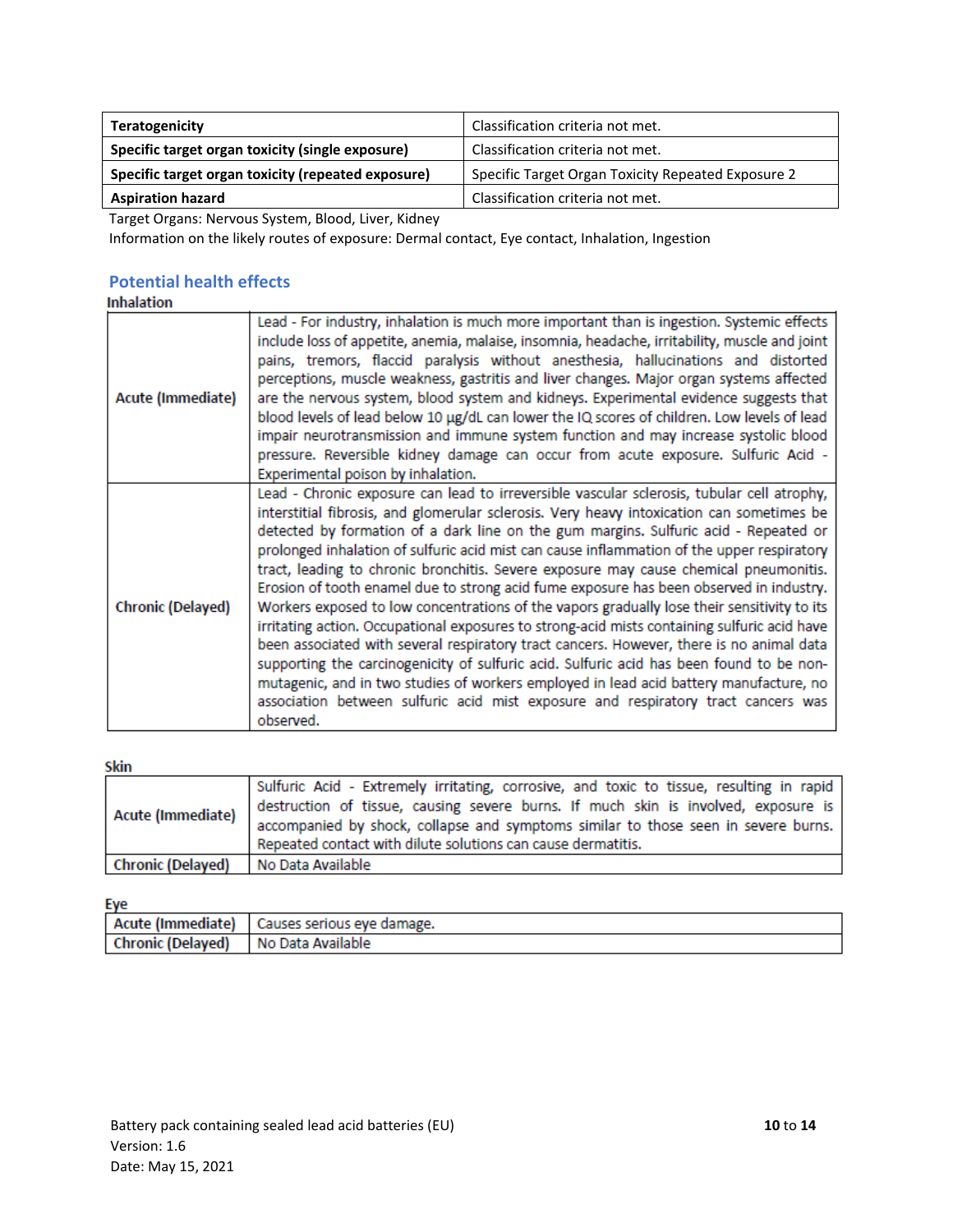| Teratogenicity | Classification criteria not met. |
|---|---|
| Specific target organ toxicity (single exposure) | Classification criteria not met. |
| Specific target organ toxicity (repeated exposure) | Specific Target Organ Toxicity Repeated Exposure 2 |
| Aspiration hazard | Classification criteria not met. |

Target Organs: Nervous System, Blood, Liver, Kidney

Information on the likely routes of exposure: Dermal contact, Eye contact, Inhalation, Ingestion

## Potential health effects

### Inhalation

| | |
|---|---|
| Acute (Immediate) | Lead - For industry, inhalation is much more important than is ingestion. Systemic effects include loss of appetite, anemia, malaise, insomnia, headache, irritability, muscle and joint pains, tremors, flaccid paralysis without anesthesia, hallucinations and distorted perceptions, muscle weakness, gastritis and liver changes. Major organ systems affected are the nervous system, blood system and kidneys. Experimental evidence suggests that blood levels of lead below 10 µg/dL can lower the IQ scores of children. Low levels of lead impair neurotransmission and immune system function and may increase systolic blood pressure. Reversible kidney damage can occur from acute exposure. Sulfuric Acid - Experimental poison by inhalation. |
| Chronic (Delayed) | Lead - Chronic exposure can lead to irreversible vascular sclerosis, tubular cell atrophy, interstitial fibrosis, and glomerular sclerosis. Very heavy intoxication can sometimes be detected by formation of a dark line on the gum margins. Sulfuric acid - Repeated or prolonged inhalation of sulfuric acid mist can cause inflammation of the upper respiratory tract, leading to chronic bronchitis. Severe exposure may cause chemical pneumonitis. Erosion of tooth enamel due to strong acid fume exposure has been observed in industry. Workers exposed to low concentrations of the vapors gradually lose their sensitivity to its irritating action. Occupational exposures to strong-acid mists containing sulfuric acid have been associated with several respiratory tract cancers. However, there is no animal data supporting the carcinogenicity of sulfuric acid. Sulfuric acid has been found to be non-mutagenic, and in two studies of workers employed in lead acid battery manufacture, no association between sulfuric acid mist exposure and respiratory tract cancers was observed. |

### Skin

| | |
|---|---|
| Acute (Immediate) | Sulfuric Acid - Extremely irritating, corrosive, and toxic to tissue, resulting in rapid destruction of tissue, causing severe burns. If much skin is involved, exposure is accompanied by shock, collapse and symptoms similar to those seen in severe burns. Repeated contact with dilute solutions can cause dermatitis. |
| Chronic (Delayed) | No Data Available |

### Eye

| | |
|---|---|
| Acute (Immediate) | Causes serious eye damage. |
| Chronic (Delayed) | No Data Available |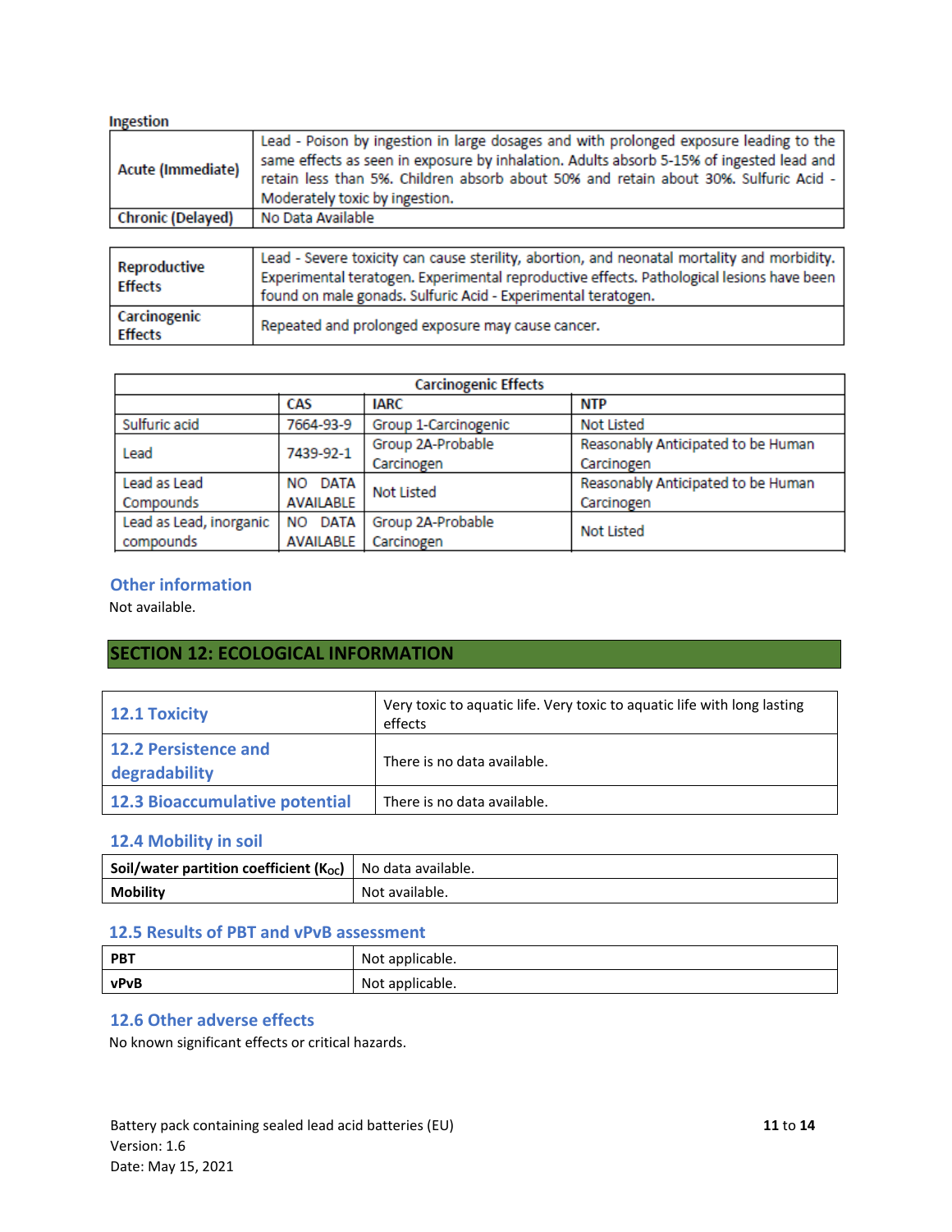**Ingestion**

| | |
|---|---|
| Acute (Immediate) | Lead - Poison by ingestion in large dosages and with prolonged exposure leading to the same effects as seen in exposure by inhalation. Adults absorb 5-15% of ingested lead and retain less than 5%. Children absorb about 50% and retain about 30%. Sulfuric Acid - Moderately toxic by ingestion. |
| Chronic (Delayed) | No Data Available |

| | |
|---|---|
| Reproductive Effects | Lead - Severe toxicity can cause sterility, abortion, and neonatal mortality and morbidity. Experimental teratogen. Experimental reproductive effects. Pathological lesions have been found on male gonads. Sulfuric Acid - Experimental teratogen. |
| Carcinogenic Effects | Repeated and prolonged exposure may cause cancer. |

| Carcinogenic Effects | | | |
|---|---|---|---|
| | CAS | IARC | NTP |
| Sulfuric acid | 7664-93-9 | Group 1-Carcinogenic | Not Listed |
| Lead | 7439-92-1 | Group 2A-Probable Carcinogen | Reasonably Anticipated to be Human Carcinogen |
| Lead as Lead Compounds | NO DATA AVAILABLE | Not Listed | Reasonably Anticipated to be Human Carcinogen |
| Lead as Lead, inorganic compounds | NO DATA AVAILABLE | Group 2A-Probable Carcinogen | Not Listed |

### Other information

Not available.

## SECTION 12: ECOLOGICAL INFORMATION

| | |
|---|---|
| **12.1 Toxicity** | Very toxic to aquatic life. Very toxic to aquatic life with long lasting effects |
| **12.2 Persistence and degradability** | There is no data available. |
| **12.3 Bioaccumulative potential** | There is no data available. |

### 12.4 Mobility in soil

| | |
|---|---|
| **Soil/water partition coefficient ($K_{OC}$)** | No data available. |
| **Mobility** | Not available. |

### 12.5 Results of PBT and vPvB assessment

| | |
|---|---|
| **PBT** | Not applicable. |
| **vPvB** | Not applicable. |

### 12.6 Other adverse effects

No known significant effects or critical hazards.

Battery pack containing sealed lead acid batteries (EU)
Version: 1.6
Date: May 15, 2021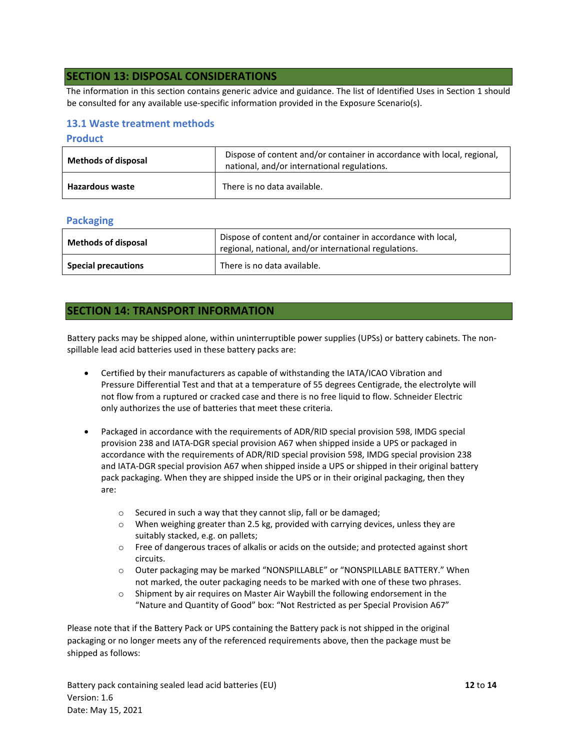## SECTION 13: DISPOSAL CONSIDERATIONS

The information in this section contains generic advice and guidance. The list of Identified Uses in Section 1 should be consulted for any available use-specific information provided in the Exposure Scenario(s).

### 13.1 Waste treatment methods

#### Product

| | |
|---|---|
| **Methods of disposal** | Dispose of content and/or container in accordance with local, regional, national, and/or international regulations. |
| **Hazardous waste** | There is no data available. |

#### Packaging

| | |
|---|---|
| **Methods of disposal** | Dispose of content and/or container in accordance with local, regional, national, and/or international regulations. |
| **Special precautions** | There is no data available. |

## SECTION 14: TRANSPORT INFORMATION

Battery packs may be shipped alone, within uninterruptible power supplies (UPSs) or battery cabinets. The non-spillable lead acid batteries used in these battery packs are:

- Certified by their manufacturers as capable of withstanding the IATA/ICAO Vibration and Pressure Differential Test and that at a temperature of 55 degrees Centigrade, the electrolyte will not flow from a ruptured or cracked case and there is no free liquid to flow. Schneider Electric only authorizes the use of batteries that meet these criteria.

- Packaged in accordance with the requirements of ADR/RID special provision 598, IMDG special provision 238 and IATA-DGR special provision A67 when shipped inside a UPS or packaged in accordance with the requirements of ADR/RID special provision 598, IMDG special provision 238 and IATA-DGR special provision A67 when shipped inside a UPS or shipped in their original battery pack packaging. When they are shipped inside the UPS or in their original packaging, then they are:

  - Secured in such a way that they cannot slip, fall or be damaged;
  - When weighing greater than 2.5 kg, provided with carrying devices, unless they are suitably stacked, e.g. on pallets;
  - Free of dangerous traces of alkalis or acids on the outside; and protected against short circuits.
  - Outer packaging may be marked "NONSPILLABLE" or "NONSPILLABLE BATTERY." When not marked, the outer packaging needs to be marked with one of these two phrases.
  - Shipment by air requires on Master Air Waybill the following endorsement in the "Nature and Quantity of Good" box: "Not Restricted as per Special Provision A67"

Please note that if the Battery Pack or UPS containing the Battery pack is not shipped in the original packaging or no longer meets any of the referenced requirements above, then the package must be shipped as follows: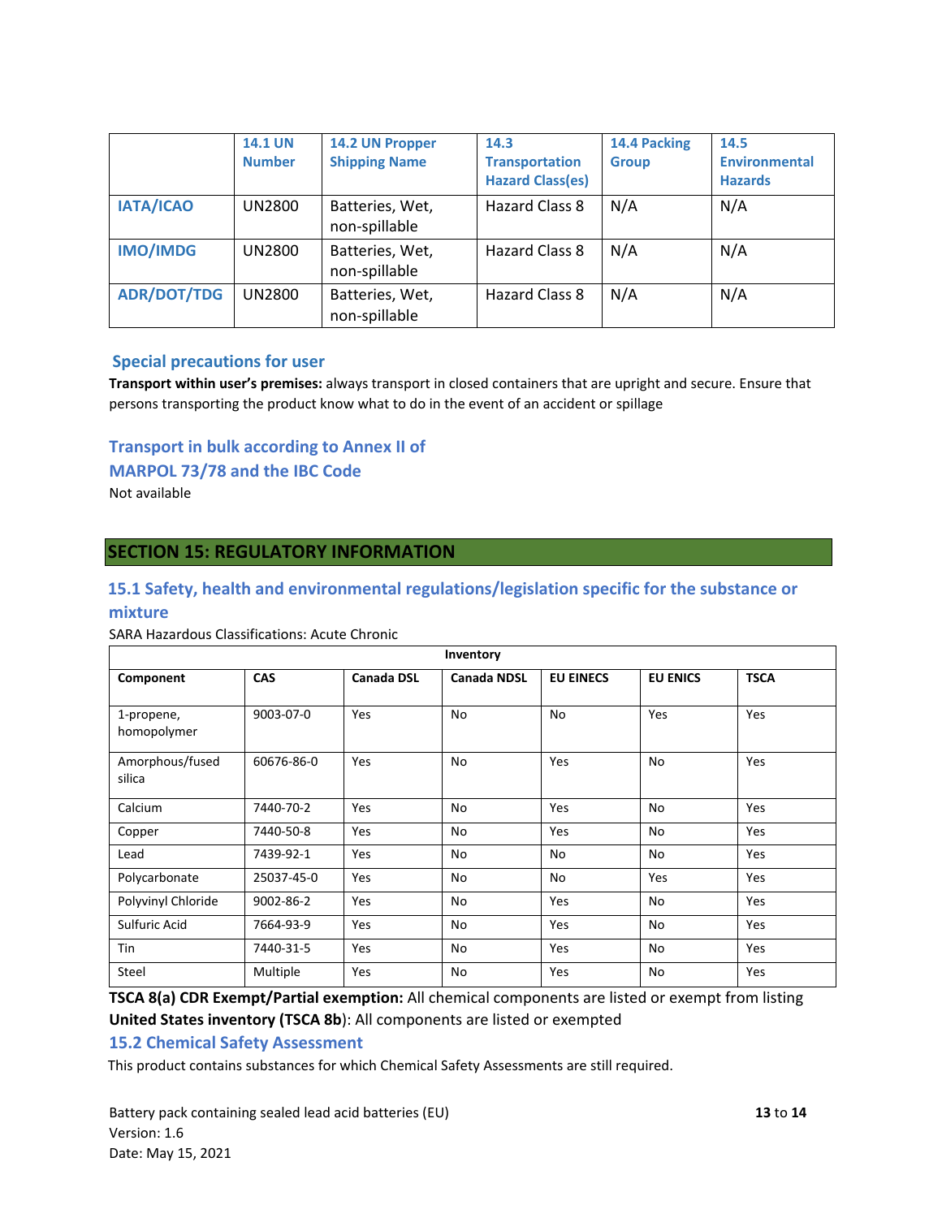| | 14.1 UN Number | 14.2 UN Propper Shipping Name | 14.3 Transportation Hazard Class(es) | 14.4 Packing Group | 14.5 Environmental Hazards |
|---|---|---|---|---|---|
| **IATA/ICAO** | UN2800 | Batteries, Wet, non-spillable | Hazard Class 8 | N/A | N/A |
| **IMO/IMDG** | UN2800 | Batteries, Wet, non-spillable | Hazard Class 8 | N/A | N/A |
| **ADR/DOT/TDG** | UN2800 | Batteries, Wet, non-spillable | Hazard Class 8 | N/A | N/A |

### Special precautions for user

**Transport within user's premises:** always transport in closed containers that are upright and secure. Ensure that persons transporting the product know what to do in the event of an accident or spillage

### Transport in bulk according to Annex II of MARPOL 73/78 and the IBC Code

Not available

## SECTION 15: REGULATORY INFORMATION

### 15.1 Safety, health and environmental regulations/legislation specific for the substance or mixture

SARA Hazardous Classifications: Acute Chronic

| Inventory | | | | | | |
|---|---|---|---|---|---|---|
| **Component** | **CAS** | **Canada DSL** | **Canada NDSL** | **EU EINECS** | **EU ENICS** | **TSCA** |
| 1-propene, homopolymer | 9003-07-0 | Yes | No | No | Yes | Yes |
| Amorphous/fused silica | 60676-86-0 | Yes | No | Yes | No | Yes |
| Calcium | 7440-70-2 | Yes | No | Yes | No | Yes |
| Copper | 7440-50-8 | Yes | No | Yes | No | Yes |
| Lead | 7439-92-1 | Yes | No | No | No | Yes |
| Polycarbonate | 25037-45-0 | Yes | No | No | Yes | Yes |
| Polyvinyl Chloride | 9002-86-2 | Yes | No | Yes | No | Yes |
| Sulfuric Acid | 7664-93-9 | Yes | No | Yes | No | Yes |
| Tin | 7440-31-5 | Yes | No | Yes | No | Yes |
| Steel | Multiple | Yes | No | Yes | No | Yes |

**TSCA 8(a) CDR Exempt/Partial exemption:** All chemical components are listed or exempt from listing
**United States inventory (TSCA 8b)**: All components are listed or exempted

### 15.2 Chemical Safety Assessment

This product contains substances for which Chemical Safety Assessments are still required.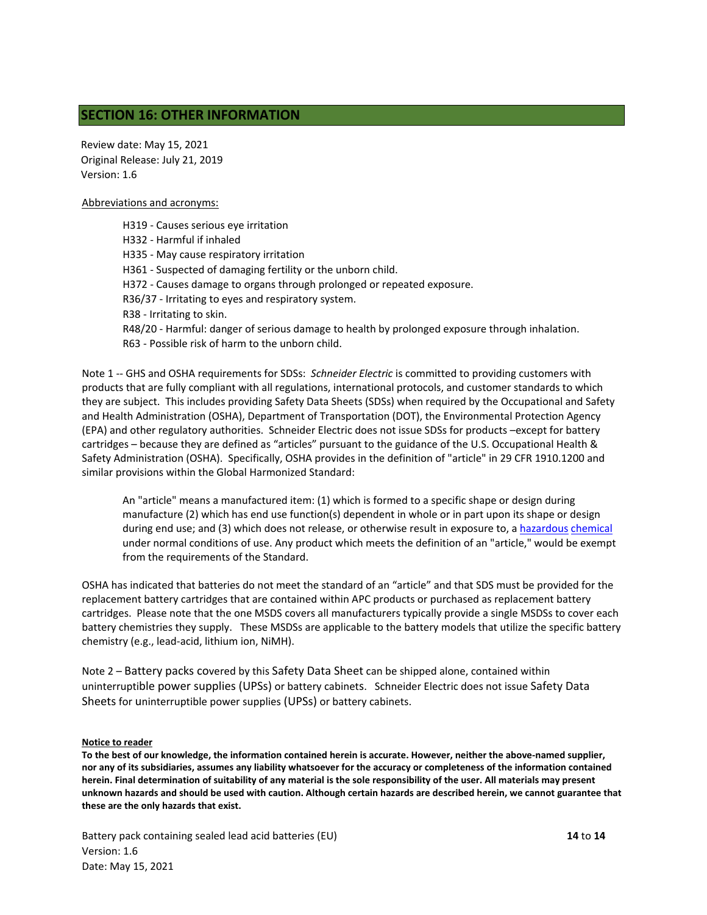## SECTION 16: OTHER INFORMATION

Review date: May 15, 2021
Original Release: July 21, 2019
Version: 1.6

Abbreviations and acronyms:

H319 - Causes serious eye irritation
H332 - Harmful if inhaled
H335 - May cause respiratory irritation
H361 - Suspected of damaging fertility or the unborn child.
H372 - Causes damage to organs through prolonged or repeated exposure.
R36/37 - Irritating to eyes and respiratory system.
R38 - Irritating to skin.
R48/20 - Harmful: danger of serious damage to health by prolonged exposure through inhalation.
R63 - Possible risk of harm to the unborn child.

Note 1 -- GHS and OSHA requirements for SDSs: *Schneider Electric* is committed to providing customers with products that are fully compliant with all regulations, international protocols, and customer standards to which they are subject. This includes providing Safety Data Sheets (SDSs) when required by the Occupational and Safety and Health Administration (OSHA), Department of Transportation (DOT), the Environmental Protection Agency (EPA) and other regulatory authorities. Schneider Electric does not issue SDSs for products –except for battery cartridges – because they are defined as "articles" pursuant to the guidance of the U.S. Occupational Health & Safety Administration (OSHA). Specifically, OSHA provides in the definition of "article" in 29 CFR 1910.1200 and similar provisions within the Global Harmonized Standard:

> An "article" means a manufactured item: (1) which is formed to a specific shape or design during manufacture (2) which has end use function(s) dependent in whole or in part upon its shape or design during end use; and (3) which does not release, or otherwise result in exposure to, a hazardous chemical under normal conditions of use. Any product which meets the definition of an "article," would be exempt from the requirements of the Standard.

OSHA has indicated that batteries do not meet the standard of an "article" and that SDS must be provided for the replacement battery cartridges that are contained within APC products or purchased as replacement battery cartridges. Please note that the one MSDS covers all manufacturers typically provide a single MSDSs to cover each battery chemistries they supply. These MSDSs are applicable to the battery models that utilize the specific battery chemistry (e.g., lead-acid, lithium ion, NiMH).

Note 2 – Battery packs covered by this Safety Data Sheet can be shipped alone, contained within uninterruptible power supplies (UPSs) or battery cabinets. Schneider Electric does not issue Safety Data Sheets for uninterruptible power supplies (UPSs) or battery cabinets.

**Notice to reader**

**To the best of our knowledge, the information contained herein is accurate. However, neither the above-named supplier, nor any of its subsidiaries, assumes any liability whatsoever for the accuracy or completeness of the information contained herein. Final determination of suitability of any material is the sole responsibility of the user. All materials may present unknown hazards and should be used with caution. Although certain hazards are described herein, we cannot guarantee that these are the only hazards that exist.**